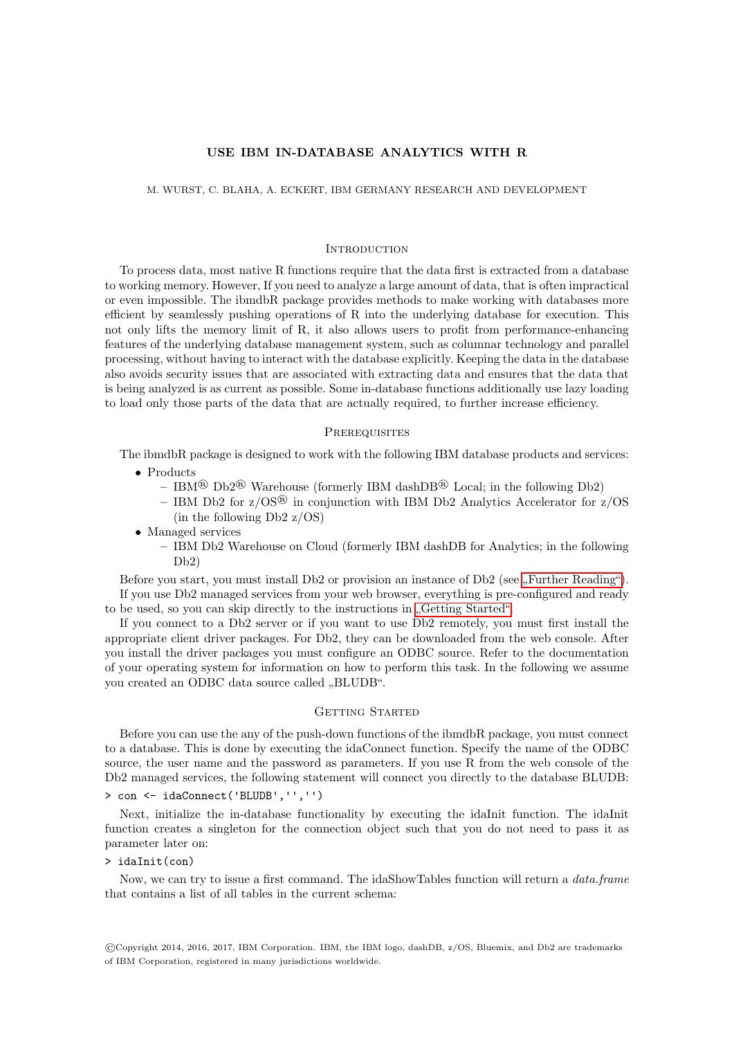# USE IBM IN-DATABASE ANALYTICS WITH R

M. WURST, C. BLAHA, A. ECKERT, IBM GERMANY RESEARCH AND DEVELOPMENT

## Introduction

To process data, most native R functions require that the data first is extracted from a database to working memory. However, If you need to analyze a large amount of data, that is often impractical or even impossible. The ibmdbR package provides methods to make working with databases more efficient by seamlessly pushing operations of R into the underlying database for execution. This not only lifts the memory limit of R, it also allows users to profit from performance-enhancing features of the underlying database management system, such as columnar technology and parallel processing, without having to interact with the database explicitly. Keeping the data in the database also avoids security issues that are associated with extracting data and ensures that the data that is being analyzed is as current as possible. Some in-database functions additionally use lazy loading to load only those parts of the data that are actually required, to further increase efficiency.

## Prerequisites

The ibmdbR package is designed to work with the following IBM database products and services:

- Products
  - IBM® Db2® Warehouse (formerly IBM dashDB® Local; in the following Db2)
  - IBM Db2 for z/OS® in conjunction with IBM Db2 Analytics Accelerator for z/OS (in the following Db2 z/OS)
- Managed services
  - IBM Db2 Warehouse on Cloud (formerly IBM dashDB for Analytics; in the following Db2)

Before you start, you must install Db2 or provision an instance of Db2 (see „Further Reading“).

If you use Db2 managed services from your web browser, everything is pre-configured and ready to be used, so you can skip directly to the instructions in „Getting Started“.

If you connect to a Db2 server or if you want to use Db2 remotely, you must first install the appropriate client driver packages. For Db2, they can be downloaded from the web console. After you install the driver packages you must configure an ODBC source. Refer to the documentation of your operating system for information on how to perform this task. In the following we assume you created an ODBC data source called „BLUDB“.

## Getting Started

Before you can use the any of the push-down functions of the ibmdbR package, you must connect to a database. This is done by executing the idaConnect function. Specify the name of the ODBC source, the user name and the password as parameters. If you use R from the web console of the Db2 managed services, the following statement will connect you directly to the database BLUDB:

```
> con <- idaConnect('BLUDB','','')
```

Next, initialize the in-database functionality by executing the idaInit function. The idaInit function creates a singleton for the connection object such that you do not need to pass it as parameter later on:

```
> idaInit(con)
```

Now, we can try to issue a first command. The idaShowTables function will return a *data.frame* that contains a list of all tables in the current schema:

©Copyright 2014, 2016, 2017, IBM Corporation. IBM, the IBM logo, dashDB, z/OS, Bluemix, and Db2 are trademarks of IBM Corporation, registered in many jurisdictions worldwide.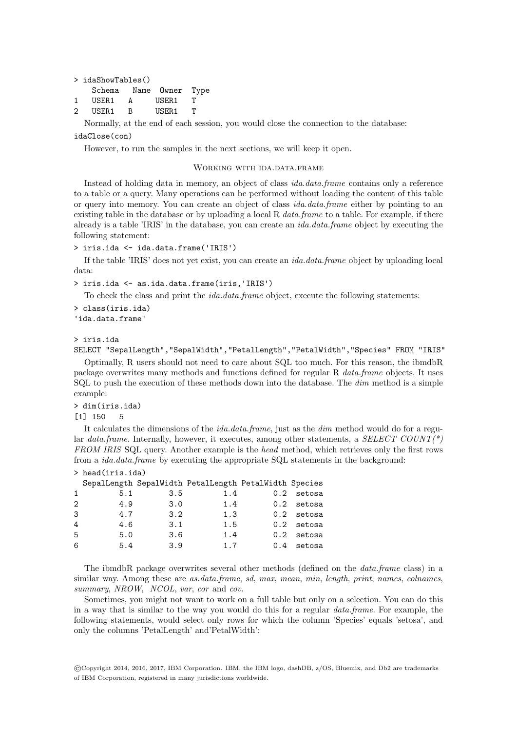```
> idaShowTables()
   Schema   Name  Owner  Type
1  USER1    A     USER1  T
2  USER1    B     USER1  T
```

Normally, at the end of each session, you would close the connection to the database:

```
idaClose(con)
```

However, to run the samples in the next sections, we will keep it open.

## Working with ida.data.frame

Instead of holding data in memory, an object of class *ida.data.frame* contains only a reference to a table or a query. Many operations can be performed without loading the content of this table or query into memory. You can create an object of class *ida.data.frame* either by pointing to an existing table in the database or by uploading a local R *data.frame* to a table. For example, if there already is a table 'IRIS' in the database, you can create an *ida.data.frame* object by executing the following statement:

```
> iris.ida <- ida.data.frame('IRIS')
```

If the table 'IRIS' does not yet exist, you can create an *ida.data.frame* object by uploading local data:

```
> iris.ida <- as.ida.data.frame(iris,'IRIS')
```

To check the class and print the *ida.data.frame* object, execute the following statements:

```
> class(iris.ida)
'ida.data.frame'

> iris.ida
SELECT "SepalLength","SepalWidth","PetalLength","PetalWidth","Species" FROM "IRIS"
```

Optimally, R users should not need to care about SQL too much. For this reason, the ibmdbR package overwrites many methods and functions defined for regular R *data.frame* objects. It uses SQL to push the execution of these methods down into the database. The *dim* method is a simple example:

```
> dim(iris.ida)
[1] 150   5
```

It calculates the dimensions of the *ida.data.frame*, just as the *dim* method would do for a regular *data.frame*. Internally, however, it executes, among other statements, a *SELECT COUNT(*) FROM IRIS* SQL query. Another example is the *head* method, which retrieves only the first rows from a *ida.data.frame* by executing the appropriate SQL statements in the background:

```
> head(iris.ida)
  SepalLength SepalWidth PetalLength PetalWidth Species
1         5.1        3.5         1.4        0.2  setosa
2         4.9        3.0         1.4        0.2  setosa
3         4.7        3.2         1.3        0.2  setosa
4         4.6        3.1         1.5        0.2  setosa
5         5.0        3.6         1.4        0.2  setosa
6         5.4        3.9         1.7        0.4  setosa
```

The ibmdbR package overwrites several other methods (defined on the *data.frame* class) in a similar way. Among these are *as.data.frame*, *sd*, *max*, *mean*, *min*, *length*, *print*, *names*, *colnames*, *summary*, *NROW*, *NCOL*, *var*, *cor* and *cov*.

Sometimes, you might not want to work on a full table but only on a selection. You can do this in a way that is similar to the way you would do this for a regular *data.frame*. For example, the following statements, would select only rows for which the column 'Species' equals 'setosa', and only the columns 'PetalLength' and'PetalWidth':

©Copyright 2014, 2016, 2017, IBM Corporation. IBM, the IBM logo, dashDB, z/OS, Bluemix, and Db2 are trademarks of IBM Corporation, registered in many jurisdictions worldwide.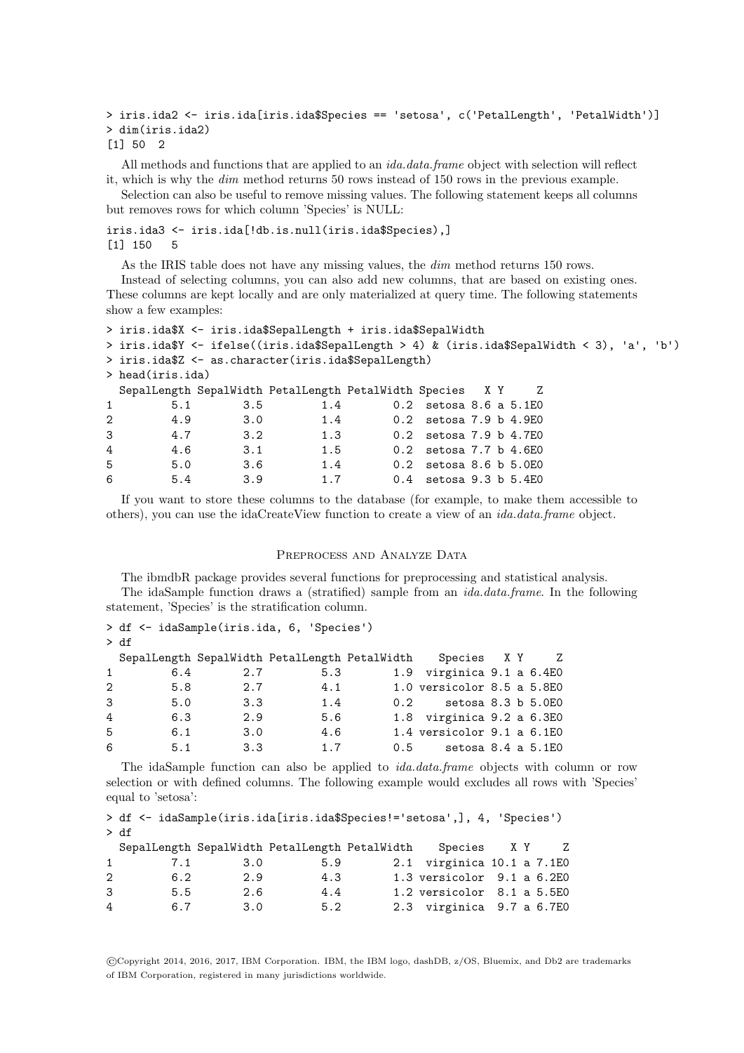```
> iris.ida2 <- iris.ida[iris.ida$Species == 'setosa', c('PetalLength', 'PetalWidth')]
> dim(iris.ida2)
[1] 50  2
```

All methods and functions that are applied to an *ida.data.frame* object with selection will reflect it, which is why the *dim* method returns 50 rows instead of 150 rows in the previous example.

Selection can also be useful to remove missing values. The following statement keeps all columns but removes rows for which column 'Species' is NULL:

```
iris.ida3 <- iris.ida[!db.is.null(iris.ida$Species),]
[1] 150   5
```

As the IRIS table does not have any missing values, the *dim* method returns 150 rows.

Instead of selecting columns, you can also add new columns, that are based on existing ones. These columns are kept locally and are only materialized at query time. The following statements show a few examples:

```
> iris.ida$X <- iris.ida$SepalLength + iris.ida$SepalWidth
> iris.ida$Y <- ifelse((iris.ida$SepalLength > 4) & (iris.ida$SepalWidth < 3), 'a', 'b')
> iris.ida$Z <- as.character(iris.ida$SepalLength)
> head(iris.ida)
  SepalLength SepalWidth PetalLength PetalWidth Species   X Y     Z
1         5.1        3.5         1.4        0.2  setosa 8.6 a 5.1E0
2         4.9        3.0         1.4        0.2  setosa 7.9 b 4.9E0
3         4.7        3.2         1.3        0.2  setosa 7.9 b 4.7E0
4         4.6        3.1         1.5        0.2  setosa 7.7 b 4.6E0
5         5.0        3.6         1.4        0.2  setosa 8.6 b 5.0E0
6         5.4        3.9         1.7        0.4  setosa 9.3 b 5.4E0
```

If you want to store these columns to the database (for example, to make them accessible to others), you can use the idaCreateView function to create a view of an *ida.data.frame* object.

## Preprocess and Analyze Data

The ibmdbR package provides several functions for preprocessing and statistical analysis.

The idaSample function draws a (stratified) sample from an *ida.data.frame*. In the following statement, 'Species' is the stratification column.

```
> df <- idaSample(iris.ida, 6, 'Species')
> df
  SepalLength SepalWidth PetalLength PetalWidth    Species   X Y     Z
1         6.4        2.7         5.3        1.9  virginica 9.1 a 6.4E0
2         5.8        2.7         4.1        1.0 versicolor 8.5 a 5.8E0
3         5.0        3.3         1.4        0.2     setosa 8.3 b 5.0E0
4         6.3        2.9         5.6        1.8  virginica 9.2 a 6.3E0
5         6.1        3.0         4.6        1.4 versicolor 9.1 a 6.1E0
6         5.1        3.3         1.7        0.5     setosa 8.4 a 5.1E0
```

The idaSample function can also be applied to *ida.data.frame* objects with column or row selection or with defined columns. The following example would excludes all rows with 'Species' equal to 'setosa':

```
> df <- idaSample(iris.ida[iris.ida$Species!='setosa',], 4, 'Species')
> df
  SepalLength SepalWidth PetalLength PetalWidth    Species    X Y     Z
1         7.1        3.0         5.9        2.1  virginica 10.1 a 7.1E0
2         6.2        2.9         4.3        1.3 versicolor  9.1 a 6.2E0
3         5.5        2.6         4.4        1.2 versicolor  8.1 a 5.5E0
4         6.7        3.0         5.2        2.3  virginica  9.7 a 6.7E0
```

©Copyright 2014, 2016, 2017, IBM Corporation. IBM, the IBM logo, dashDB, z/OS, Bluemix, and Db2 are trademarks of IBM Corporation, registered in many jurisdictions worldwide.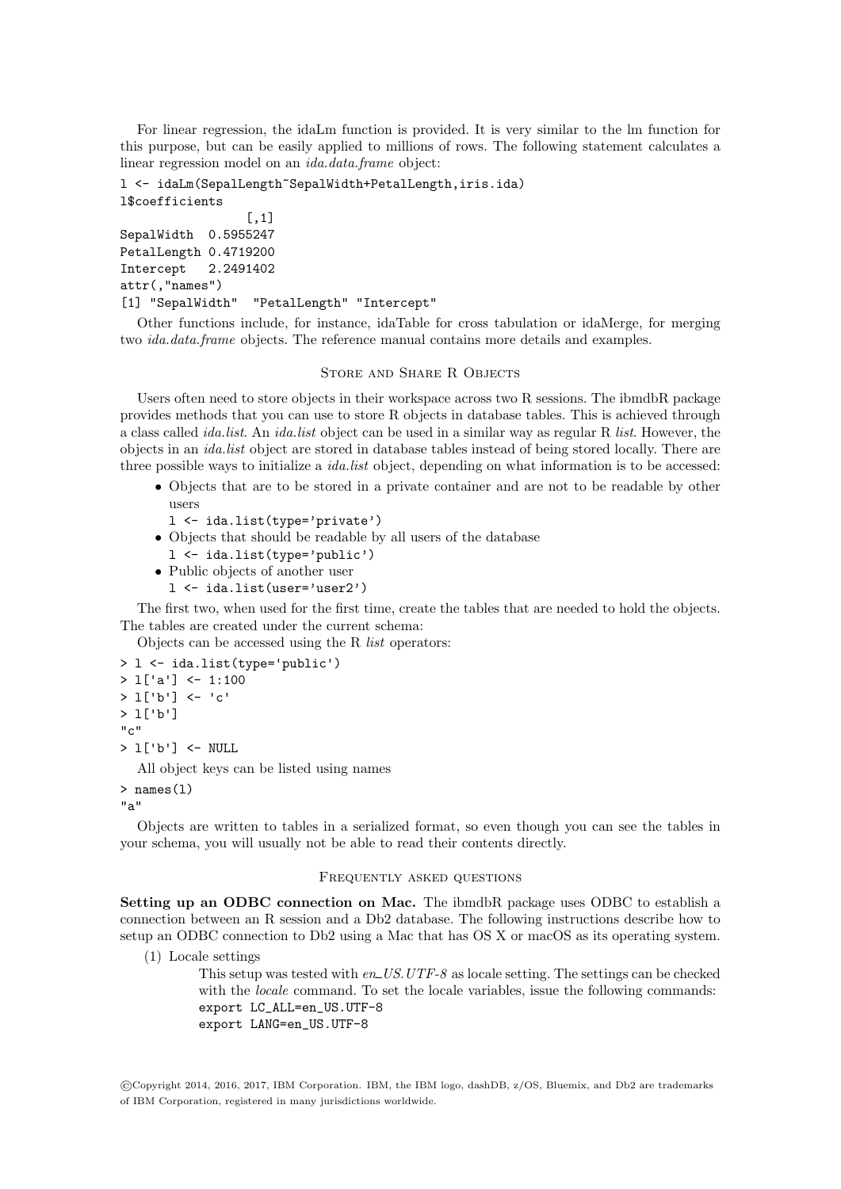For linear regression, the idaLm function is provided. It is very similar to the lm function for this purpose, but can be easily applied to millions of rows. The following statement calculates a linear regression model on an *ida.data.frame* object:

```
l <- idaLm(SepalLength~SepalWidth+PetalLength,iris.ida)
l$coefficients
                 [,1]
SepalWidth  0.5955247
PetalLength 0.4719200
Intercept   2.2491402
attr(,"names")
[1] "SepalWidth"  "PetalLength" "Intercept"
```

Other functions include, for instance, idaTable for cross tabulation or idaMerge, for merging two *ida.data.frame* objects. The reference manual contains more details and examples.

## Store and Share R Objects

Users often need to store objects in their workspace across two R sessions. The ibmdbR package provides methods that you can use to store R objects in database tables. This is achieved through a class called *ida.list*. An *ida.list* object can be used in a similar way as regular R *list*. However, the objects in an *ida.list* object are stored in database tables instead of being stored locally. There are three possible ways to initialize a *ida.list* object, depending on what information is to be accessed:

- Objects that are to be stored in a private container and are not to be readable by other users
  `l <- ida.list(type='private')`
- Objects that should be readable by all users of the database
  `l <- ida.list(type='public')`
- Public objects of another user
  `l <- ida.list(user='user2')`

The first two, when used for the first time, create the tables that are needed to hold the objects. The tables are created under the current schema:

Objects can be accessed using the R *list* operators:

```
> l <- ida.list(type='public')
> l['a'] <- 1:100
> l['b'] <- 'c'
> l['b']
"c"
> l['b'] <- NULL
```

All object keys can be listed using names

```
> names(l)
"a"
```

Objects are written to tables in a serialized format, so even though you can see the tables in your schema, you will usually not be able to read their contents directly.

## Frequently asked questions

**Setting up an ODBC connection on Mac.** The ibmdbR package uses ODBC to establish a connection between an R session and a Db2 database. The following instructions describe how to setup an ODBC connection to Db2 using a Mac that has OS X or macOS as its operating system.

(1) Locale settings

This setup was tested with *en_US.UTF-8* as locale setting. The settings can be checked with the *locale* command. To set the locale variables, issue the following commands:

```
export LC_ALL=en_US.UTF-8
export LANG=en_US.UTF-8
```

©Copyright 2014, 2016, 2017, IBM Corporation. IBM, the IBM logo, dashDB, z/OS, Bluemix, and Db2 are trademarks of IBM Corporation, registered in many jurisdictions worldwide.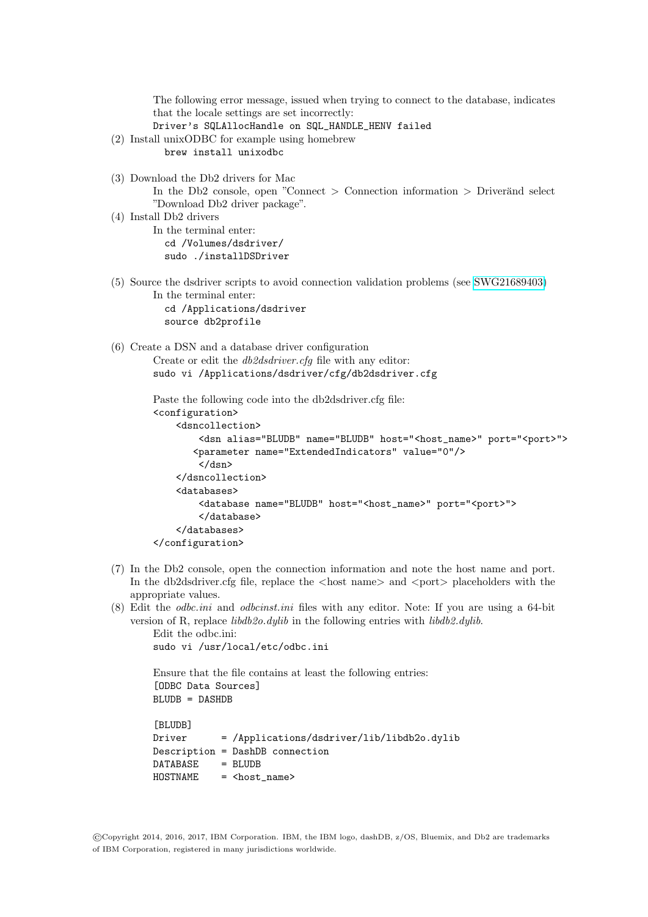The following error message, issued when trying to connect to the database, indicates that the locale settings are set incorrectly:
`Driver's SQLAllocHandle on SQL_HANDLE_HENV failed`

(2) Install unixODBC for example using homebrew

```
brew install unixodbc
```

(3) Download the Db2 drivers for Mac
In the Db2 console, open "Connect > Connection information > Driveränd select "Download Db2 driver package".

(4) Install Db2 drivers
In the terminal enter:

```
cd /Volumes/dsdriver/
sudo ./installDSDriver
```

(5) Source the dsdriver scripts to avoid connection validation problems (see SWG21689403)
In the terminal enter:

```
cd /Applications/dsdriver
source db2profile
```

(6) Create a DSN and a database driver configuration
Create or edit the *db2dsdriver.cfg* file with any editor:

```
sudo vi /Applications/dsdriver/cfg/db2dsdriver.cfg
```

Paste the following code into the db2dsdriver.cfg file:

```
<configuration>
    <dsncollection>
        <dsn alias="BLUDB" name="BLUDB" host="<host_name>" port="<port>">
       <parameter name="ExtendedIndicators" value="0"/>
        </dsn>
    </dsncollection>
    <databases>
        <database name="BLUDB" host="<host_name>" port="<port>">
        </database>
    </databases>
</configuration>
```

(7) In the Db2 console, open the connection information and note the host name and port. In the db2dsdriver.cfg file, replace the <host name> and <port> placeholders with the appropriate values.

(8) Edit the *odbc.ini* and *odbcinst.ini* files with any editor. Note: If you are using a 64-bit version of R, replace *libdb2o.dylib* in the following entries with *libdb2.dylib*.
Edit the odbc.ini:

```
sudo vi /usr/local/etc/odbc.ini
```

Ensure that the file contains at least the following entries:

```
[ODBC Data Sources]
BLUDB = DASHDB

[BLUDB]
Driver      = /Applications/dsdriver/lib/libdb2o.dylib
Description = DashDB connection
DATABASE    = BLUDB
HOSTNAME    = <host_name>
```

©Copyright 2014, 2016, 2017, IBM Corporation. IBM, the IBM logo, dashDB, z/OS, Bluemix, and Db2 are trademarks of IBM Corporation, registered in many jurisdictions worldwide.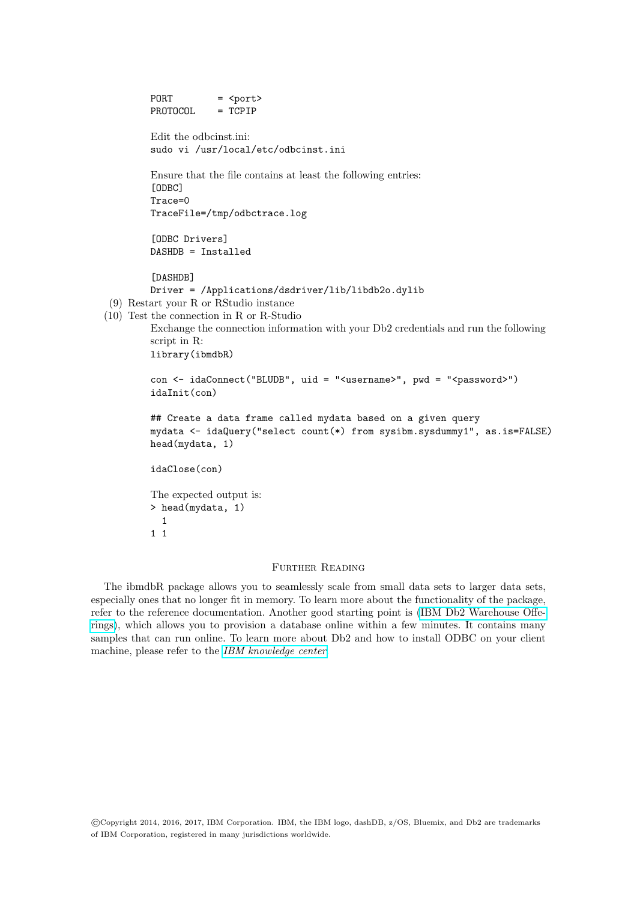```
PORT        = <port>
PROTOCOL    = TCPIP
```

Edit the odbcinst.ini:

```
sudo vi /usr/local/etc/odbcinst.ini
```

Ensure that the file contains at least the following entries:

```
[ODBC]
Trace=0
TraceFile=/tmp/odbctrace.log

[ODBC Drivers]
DASHDB = Installed

[DASHDB]
Driver = /Applications/dsdriver/lib/libdb2o.dylib
```

(9) Restart your R or RStudio instance

(10) Test the connection in R or R-Studio

Exchange the connection information with your Db2 credentials and run the following script in R:

```
library(ibmdbR)

con <- idaConnect("BLUDB", uid = "<username>", pwd = "<password>")
idaInit(con)

## Create a data frame called mydata based on a given query
mydata <- idaQuery("select count(*) from sysibm.sysdummy1", as.is=FALSE)
head(mydata, 1)

idaClose(con)
```

The expected output is:

```
> head(mydata, 1)
  1
1 1
```

## Further Reading

The ibmdbR package allows you to seamlessly scale from small data sets to larger data sets, especially ones that no longer fit in memory. To learn more about the functionality of the package, refer to the reference documentation. Another good starting point is (IBM Db2 Warehouse Offerings), which allows you to provision a database online within a few minutes. It contains many samples that can run online. To learn more about Db2 and how to install ODBC on your client machine, please refer to the *IBM knowledge center*.

©Copyright 2014, 2016, 2017, IBM Corporation. IBM, the IBM logo, dashDB, z/OS, Bluemix, and Db2 are trademarks of IBM Corporation, registered in many jurisdictions worldwide.